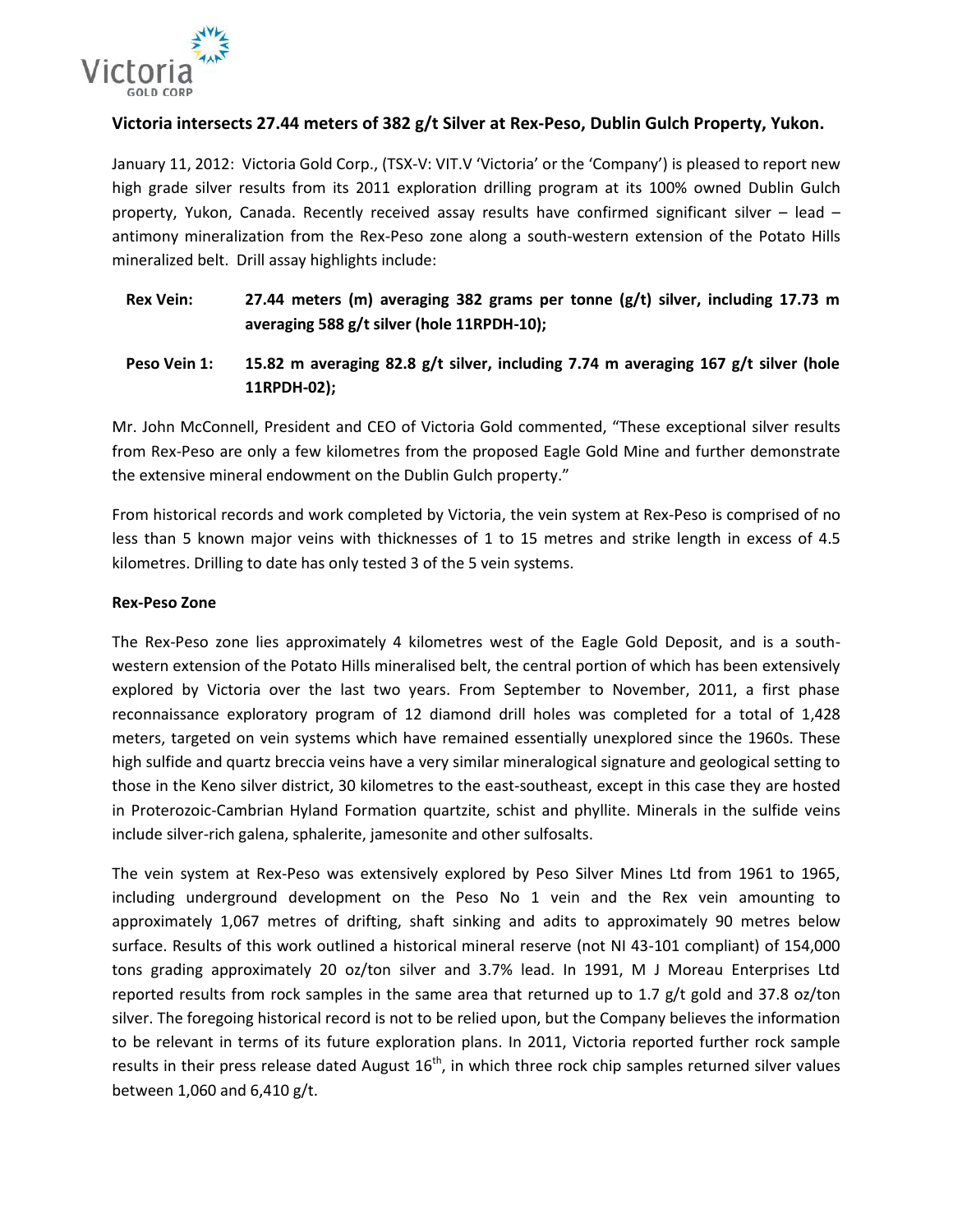## Victoria intersects 27.44 meters of 382 g/t Silver at Rex-Peso, Dublin Gulch Property, Yukon.

January 11, 2012: Victoria Gold Corp., (TSX-V: VIT.V 'Victoria' or the 'Company') is pleased to report new high grade silver results from its 2011 exploration drilling program at its 100% owned Dublin Gulch property, Yukon, Canada. Recently received assay results have confirmed significant silver – lead – antimony mineralization from the Rex-Peso zone along a south-western extension of the Potato Hills mineralized belt. Drill assay highlights include:

**Rex Vein:** **27.44 meters (m) averaging 382 grams per tonne (g/t) silver, including 17.73 m averaging 588 g/t silver (hole 11RPDH-10);**

**Peso Vein 1:** **15.82 m averaging 82.8 g/t silver, including 7.74 m averaging 167 g/t silver (hole 11RPDH-02);**

Mr. John McConnell, President and CEO of Victoria Gold commented, "These exceptional silver results from Rex-Peso are only a few kilometres from the proposed Eagle Gold Mine and further demonstrate the extensive mineral endowment on the Dublin Gulch property."

From historical records and work completed by Victoria, the vein system at Rex-Peso is comprised of no less than 5 known major veins with thicknesses of 1 to 15 metres and strike length in excess of 4.5 kilometres. Drilling to date has only tested 3 of the 5 vein systems.

**Rex-Peso Zone**

The Rex-Peso zone lies approximately 4 kilometres west of the Eagle Gold Deposit, and is a south-western extension of the Potato Hills mineralised belt, the central portion of which has been extensively explored by Victoria over the last two years. From September to November, 2011, a first phase reconnaissance exploratory program of 12 diamond drill holes was completed for a total of 1,428 meters, targeted on vein systems which have remained essentially unexplored since the 1960s. These high sulfide and quartz breccia veins have a very similar mineralogical signature and geological setting to those in the Keno silver district, 30 kilometres to the east-southeast, except in this case they are hosted in Proterozoic-Cambrian Hyland Formation quartzite, schist and phyllite. Minerals in the sulfide veins include silver-rich galena, sphalerite, jamesonite and other sulfosalts.

The vein system at Rex-Peso was extensively explored by Peso Silver Mines Ltd from 1961 to 1965, including underground development on the Peso No 1 vein and the Rex vein amounting to approximately 1,067 metres of drifting, shaft sinking and adits to approximately 90 metres below surface. Results of this work outlined a historical mineral reserve (not NI 43-101 compliant) of 154,000 tons grading approximately 20 oz/ton silver and 3.7% lead. In 1991, M J Moreau Enterprises Ltd reported results from rock samples in the same area that returned up to 1.7 g/t gold and 37.8 oz/ton silver. The foregoing historical record is not to be relied upon, but the Company believes the information to be relevant in terms of its future exploration plans. In 2011, Victoria reported further rock sample results in their press release dated August 16th, in which three rock chip samples returned silver values between 1,060 and 6,410 g/t.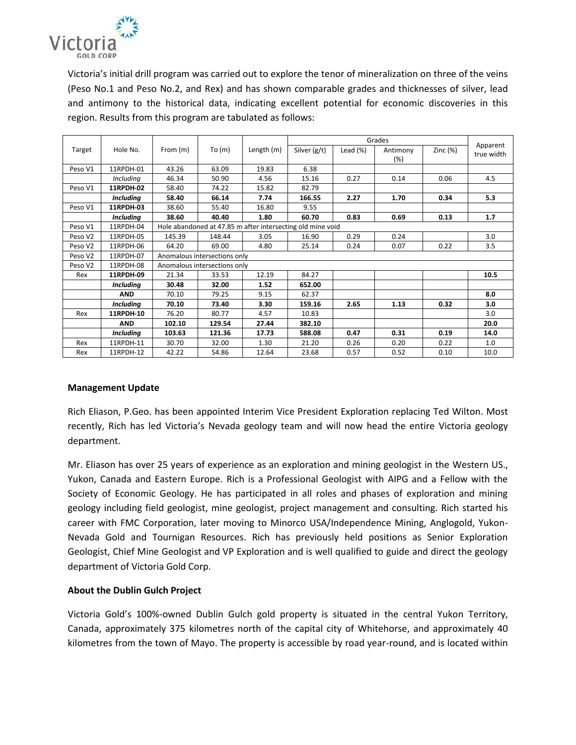Victoria's initial drill program was carried out to explore the tenor of mineralization on three of the veins (Peso No.1 and Peso No.2, and Rex) and has shown comparable grades and thicknesses of silver, lead and antimony to the historical data, indicating excellent potential for economic discoveries in this region. Results from this program are tabulated as follows:

| Target | Hole No. | From (m) | To (m) | Length (m) | Grades | | | | Apparent true width |
|---|---|---|---|---|---|---|---|---|---|
| | | | | | Silver (g/t) | Lead (%) | Antimony (%) | Zinc (%) | |
| Peso V1 | 11RPDH-01 | 43.26 | 63.09 | 19.83 | 6.38 | | | | |
| | *Including* | 46.34 | 50.90 | 4.56 | 15.16 | 0.27 | 0.14 | 0.06 | 4.5 |
| Peso V1 | **11RPDH-02** | 58.40 | 74.22 | 15.82 | 82.79 | | | | |
| | ***Including*** | **58.40** | **66.14** | **7.74** | **166.55** | **2.27** | **1.70** | **0.34** | **5.3** |
| Peso V1 | **11RPDH-03** | 38.60 | 55.40 | 16.80 | 9.55 | | | | |
| | ***Including*** | **38.60** | **40.40** | **1.80** | **60.70** | **0.83** | **0.69** | **0.13** | **1.7** |
| Peso V1 | 11RPDH-04 | Hole abandoned at 47.85 m after intersecting old mine void | | | | | | | |
| Peso V2 | 11RPDH-05 | 145.39 | 148.44 | 3.05 | 16.90 | 0.29 | 0.24 | | 3.0 |
| Peso V2 | 11RPDH-06 | 64.20 | 69.00 | 4.80 | 25.14 | 0.24 | 0.07 | 0.22 | 3.5 |
| Peso V2 | 11RPDH-07 | Anomalous intersections only | | | | | | | |
| Peso V2 | 11RPDH-08 | Anomalous intersections only | | | | | | | |
| Rex | **11RPDH-09** | 21.34 | 33.53 | 12.19 | 84.27 | | | | **10.5** |
| | ***Including*** | **30.48** | **32.00** | **1.52** | **652.00** | | | | |
| | **AND** | 70.10 | 79.25 | 9.15 | 62.37 | | | | **8.0** |
| | ***Including*** | **70.10** | **73.40** | **3.30** | **159.16** | **2.65** | **1.13** | **0.32** | **3.0** |
| Rex | **11RPDH-10** | 76.20 | 80.77 | 4.57 | 10.83 | | | | 3.0 |
| | **AND** | **102.10** | **129.54** | **27.44** | **382.10** | | | | **20.0** |
| | ***Including*** | **103.63** | **121.36** | **17.73** | **588.08** | **0.47** | **0.31** | **0.19** | **14.0** |
| Rex | 11RPDH-11 | 30.70 | 32.00 | 1.30 | 21.20 | 0.26 | 0.20 | 0.22 | 1.0 |
| Rex | 11RPDH-12 | 42.22 | 54.86 | 12.64 | 23.68 | 0.57 | 0.52 | 0.10 | 10.0 |

**Management Update**

Rich Eliason, P.Geo. has been appointed Interim Vice President Exploration replacing Ted Wilton. Most recently, Rich has led Victoria's Nevada geology team and will now head the entire Victoria geology department.

Mr. Eliason has over 25 years of experience as an exploration and mining geologist in the Western US., Yukon, Canada and Eastern Europe. Rich is a Professional Geologist with AIPG and a Fellow with the Society of Economic Geology. He has participated in all roles and phases of exploration and mining geology including field geologist, mine geologist, project management and consulting. Rich started his career with FMC Corporation, later moving to Minorco USA/Independence Mining, Anglogold, Yukon-Nevada Gold and Tournigan Resources. Rich has previously held positions as Senior Exploration Geologist, Chief Mine Geologist and VP Exploration and is well qualified to guide and direct the geology department of Victoria Gold Corp.

**About the Dublin Gulch Project**

Victoria Gold's 100%-owned Dublin Gulch gold property is situated in the central Yukon Territory, Canada, approximately 375 kilometres north of the capital city of Whitehorse, and approximately 40 kilometres from the town of Mayo. The property is accessible by road year-round, and is located within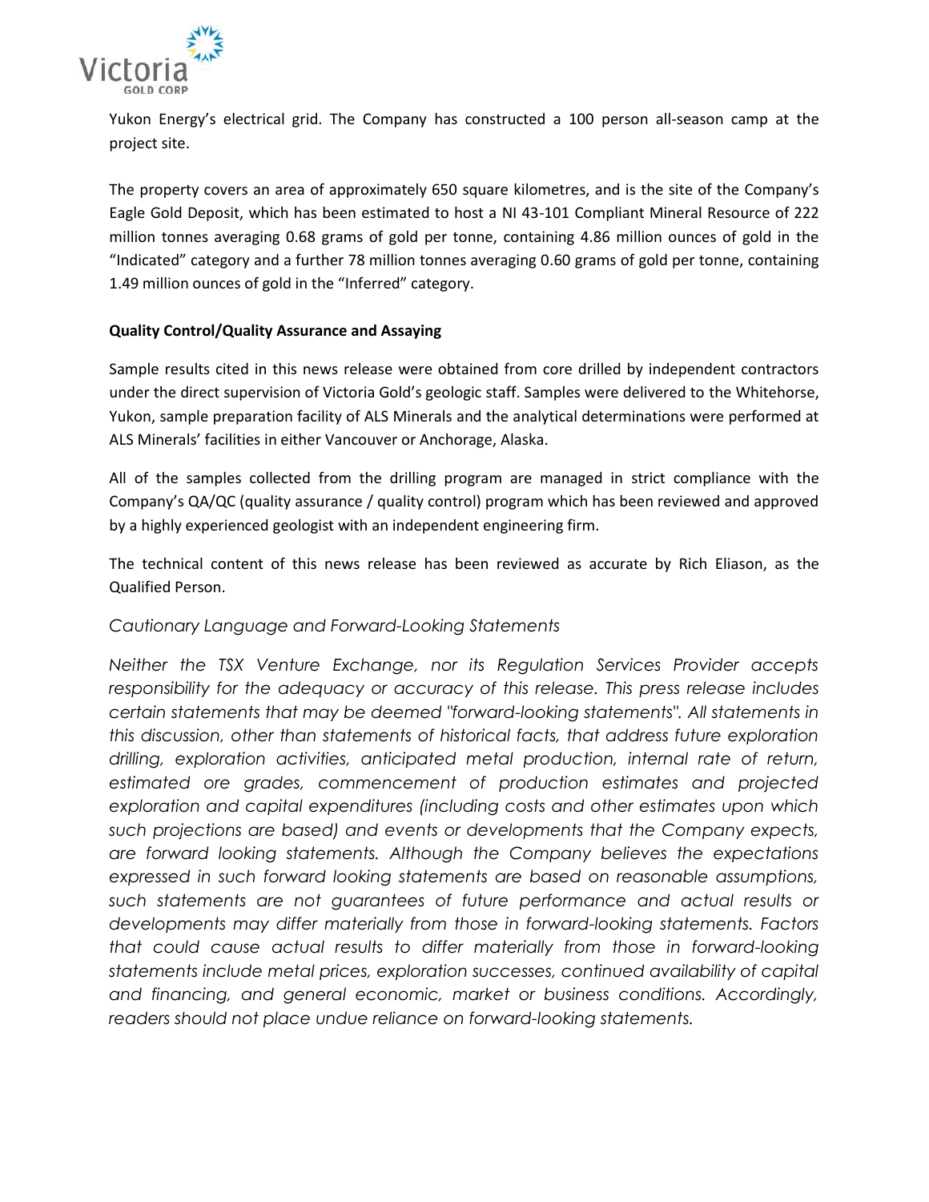Yukon Energy's electrical grid. The Company has constructed a 100 person all-season camp at the project site.

The property covers an area of approximately 650 square kilometres, and is the site of the Company's Eagle Gold Deposit, which has been estimated to host a NI 43-101 Compliant Mineral Resource of 222 million tonnes averaging 0.68 grams of gold per tonne, containing 4.86 million ounces of gold in the "Indicated" category and a further 78 million tonnes averaging 0.60 grams of gold per tonne, containing 1.49 million ounces of gold in the "Inferred" category.

**Quality Control/Quality Assurance and Assaying**

Sample results cited in this news release were obtained from core drilled by independent contractors under the direct supervision of Victoria Gold's geologic staff. Samples were delivered to the Whitehorse, Yukon, sample preparation facility of ALS Minerals and the analytical determinations were performed at ALS Minerals' facilities in either Vancouver or Anchorage, Alaska.

All of the samples collected from the drilling program are managed in strict compliance with the Company's QA/QC (quality assurance / quality control) program which has been reviewed and approved by a highly experienced geologist with an independent engineering firm.

The technical content of this news release has been reviewed as accurate by Rich Eliason, as the Qualified Person.

*Cautionary Language and Forward-Looking Statements*

*Neither the TSX Venture Exchange, nor its Regulation Services Provider accepts responsibility for the adequacy or accuracy of this release. This press release includes certain statements that may be deemed "forward-looking statements". All statements in this discussion, other than statements of historical facts, that address future exploration drilling, exploration activities, anticipated metal production, internal rate of return, estimated ore grades, commencement of production estimates and projected exploration and capital expenditures (including costs and other estimates upon which such projections are based) and events or developments that the Company expects, are forward looking statements. Although the Company believes the expectations expressed in such forward looking statements are based on reasonable assumptions, such statements are not guarantees of future performance and actual results or developments may differ materially from those in forward-looking statements. Factors that could cause actual results to differ materially from those in forward-looking statements include metal prices, exploration successes, continued availability of capital and financing, and general economic, market or business conditions. Accordingly, readers should not place undue reliance on forward-looking statements.*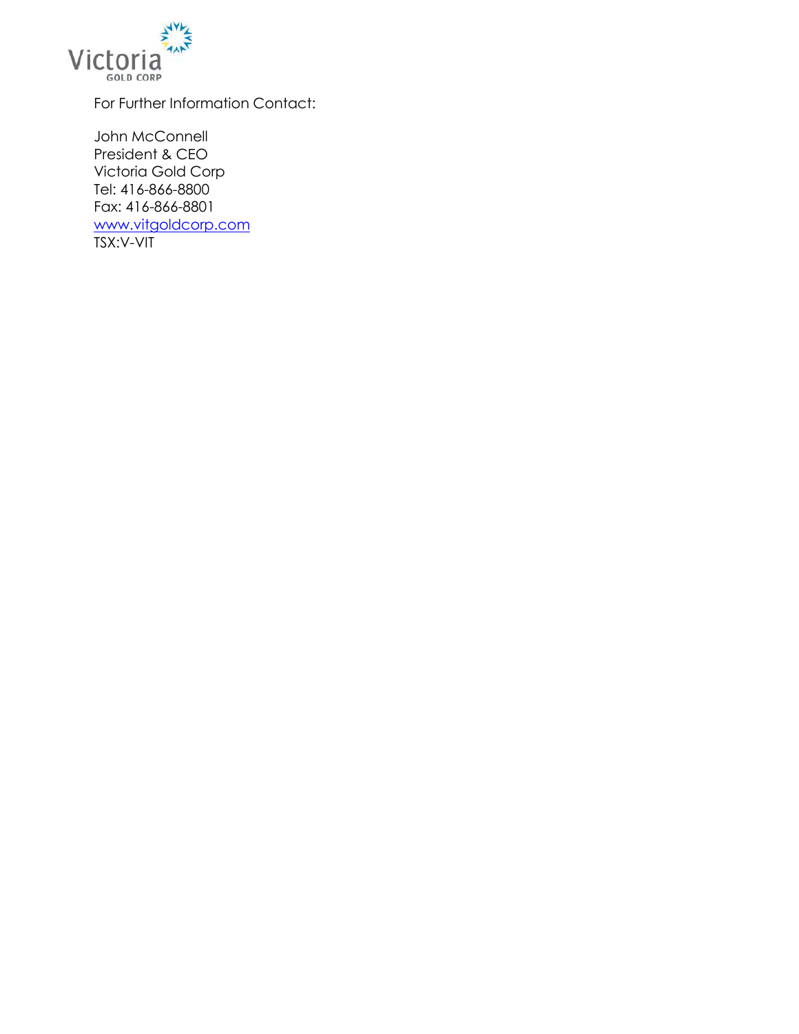Victoria
GOLD CORP

For Further Information Contact:

John McConnell
President & CEO
Victoria Gold Corp
Tel: 416-866-8800
Fax: 416-866-8801
[www.vitgoldcorp.com](http://www.vitgoldcorp.com)
TSX:V-VIT